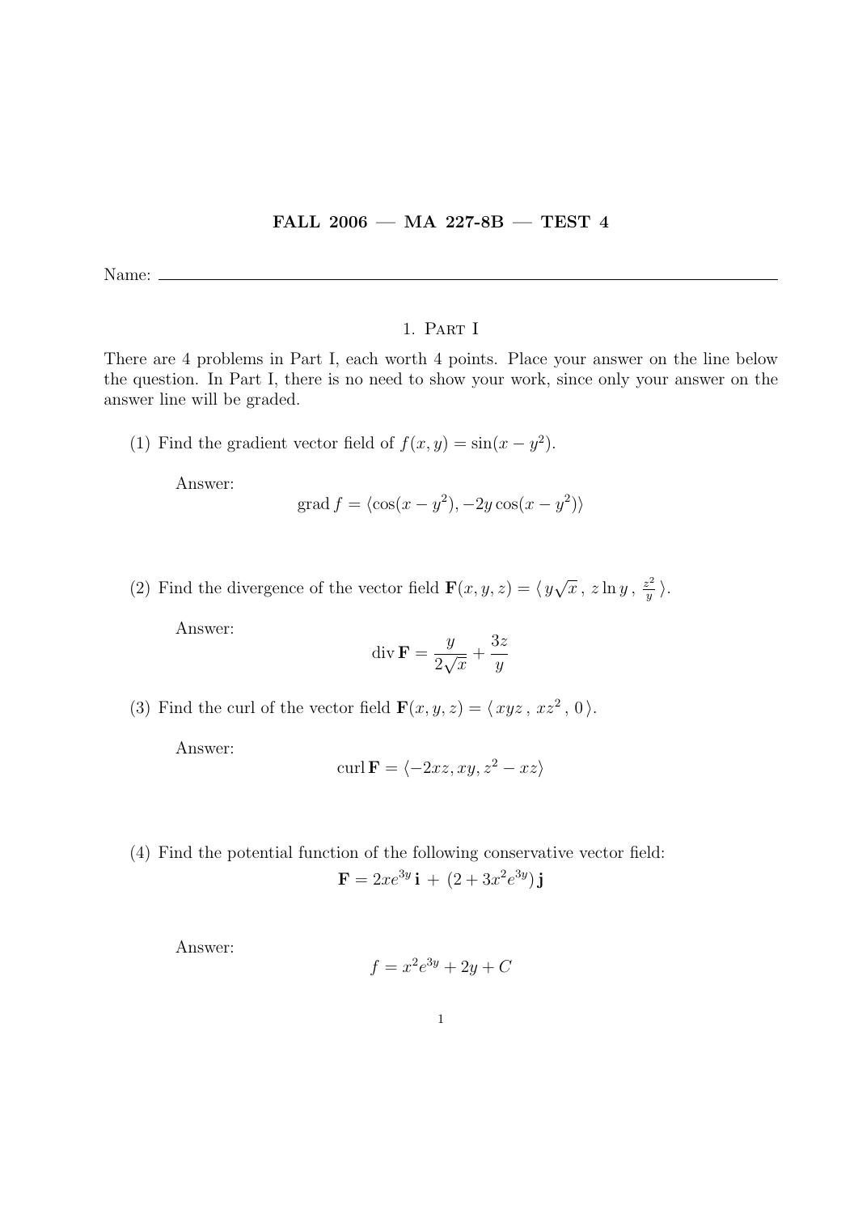# FALL 2006 — MA 227-8B — TEST 4

Name: ______________________________________________

## 1. Part I

There are 4 problems in Part I, each worth 4 points. Place your answer on the line below the question. In Part I, there is no need to show your work, since only your answer on the answer line will be graded.

(1) Find the gradient vector field of $f(x, y) = \sin(x - y^2)$.

Answer:

$$\text{grad}\, f = \langle \cos(x - y^2), -2y\cos(x - y^2) \rangle$$

(2) Find the divergence of the vector field $\mathbf{F}(x, y, z) = \langle\, y\sqrt{x}\,,\ z\ln y\,,\ \frac{z^2}{y}\,\rangle$.

Answer:

$$\text{div}\,\mathbf{F} = \frac{y}{2\sqrt{x}} + \frac{3z}{y}$$

(3) Find the curl of the vector field $\mathbf{F}(x, y, z) = \langle\, xyz\,,\ xz^2\,,\ 0\,\rangle$.

Answer:

$$\text{curl}\,\mathbf{F} = \langle -2xz, xy, z^2 - xz \rangle$$

(4) Find the potential function of the following conservative vector field:

$$\mathbf{F} = 2xe^{3y}\,\mathbf{i}\ +\ (2 + 3x^2e^{3y})\,\mathbf{j}$$

Answer:

$$f = x^2e^{3y} + 2y + C$$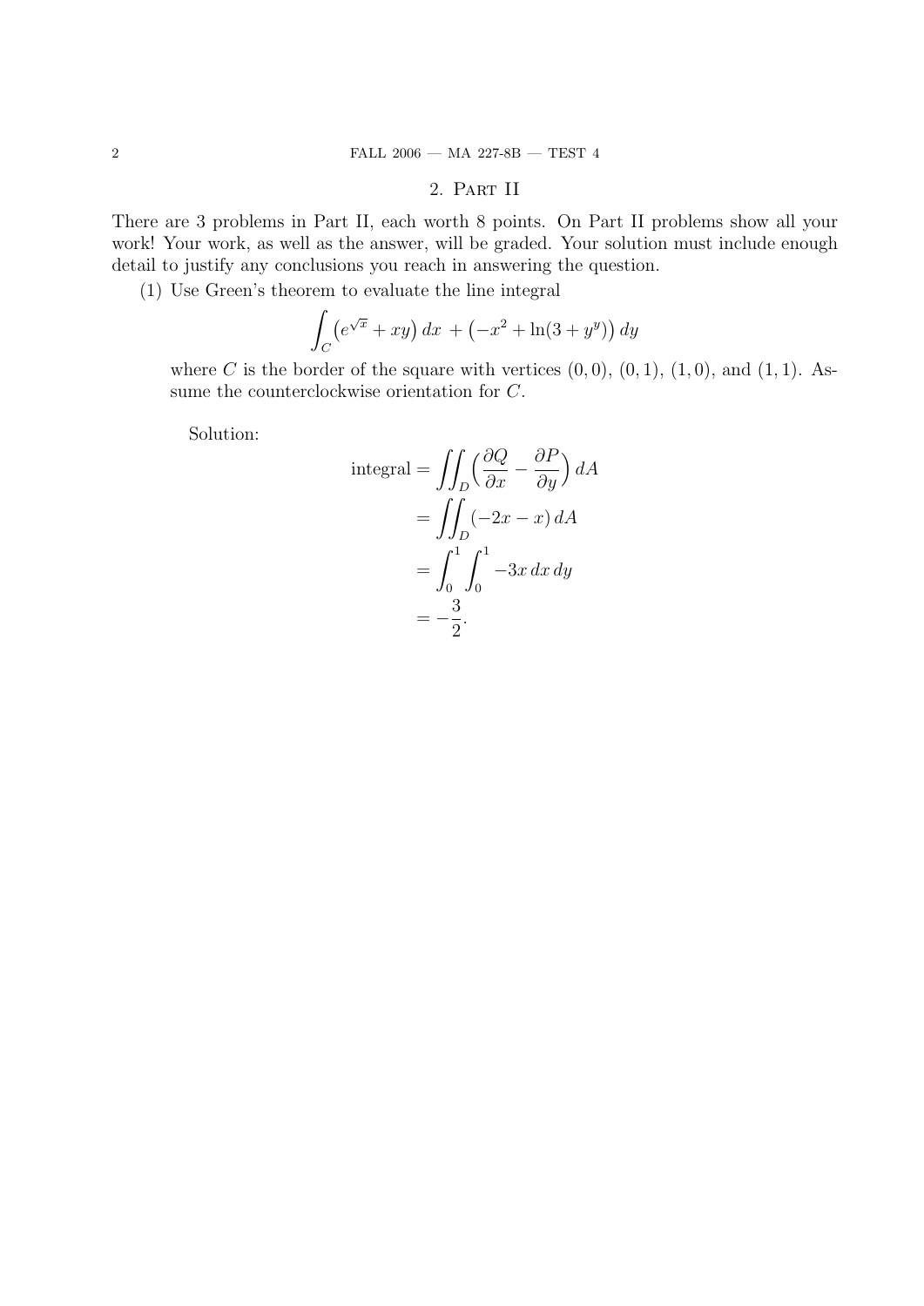## 2. Part II

There are 3 problems in Part II, each worth 8 points. On Part II problems show all your work! Your work, as well as the answer, will be graded. Your solution must include enough detail to justify any conclusions you reach in answering the question.

(1) Use Green's theorem to evaluate the line integral

$$\int_C \left(e^{\sqrt{x}} + xy\right) dx \; + \left(-x^2 + \ln(3 + y^y)\right) dy$$

where $C$ is the border of the square with vertices $(0,0)$, $(0,1)$, $(1,0)$, and $(1,1)$. Assume the counterclockwise orientation for $C$.

Solution:

$$\begin{aligned}
\text{integral} &= \iint_D \Big( \frac{\partial Q}{\partial x} - \frac{\partial P}{\partial y} \Big)\, dA \\
&= \iint_D (-2x - x)\, dA \\
&= \int_0^1 \int_0^1 -3x \, dx\, dy \\
&= -\frac{3}{2}.
\end{aligned}$$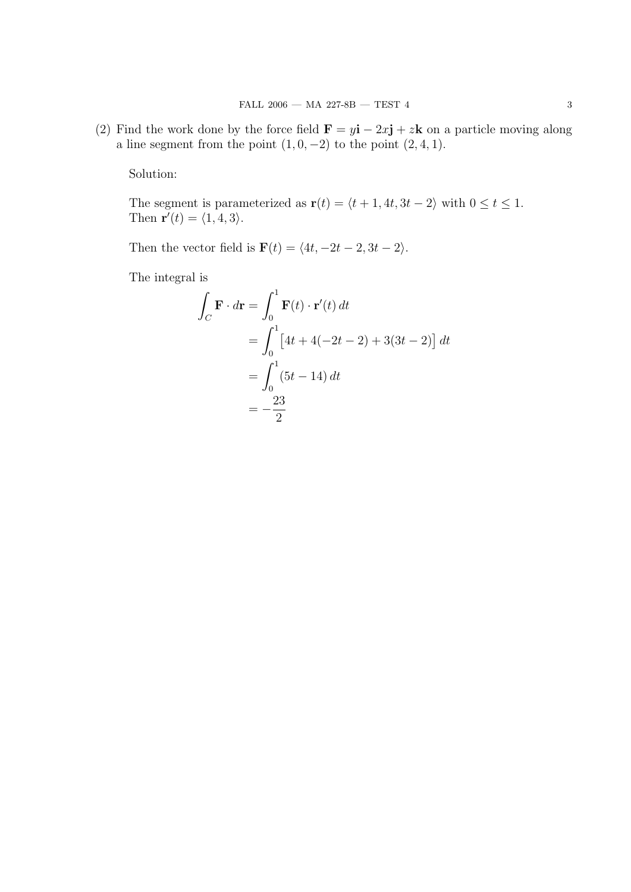(2) Find the work done by the force field $\mathbf{F} = y\mathbf{i} - 2x\mathbf{j} + z\mathbf{k}$ on a particle moving along a line segment from the point $(1, 0, -2)$ to the point $(2, 4, 1)$.

Solution:

The segment is parameterized as $\mathbf{r}(t) = \langle t+1, 4t, 3t-2 \rangle$ with $0 \le t \le 1$.
Then $\mathbf{r}'(t) = \langle 1, 4, 3 \rangle$.

Then the vector field is $\mathbf{F}(t) = \langle 4t, -2t-2, 3t-2 \rangle$.

The integral is

$$
\begin{aligned}
\int_C \mathbf{F} \cdot d\mathbf{r} &= \int_0^1 \mathbf{F}(t) \cdot \mathbf{r}'(t)\, dt \\
&= \int_0^1 \big[4t + 4(-2t-2) + 3(3t-2)\big]\, dt \\
&= \int_0^1 (5t - 14)\, dt \\
&= -\frac{23}{2}
\end{aligned}
$$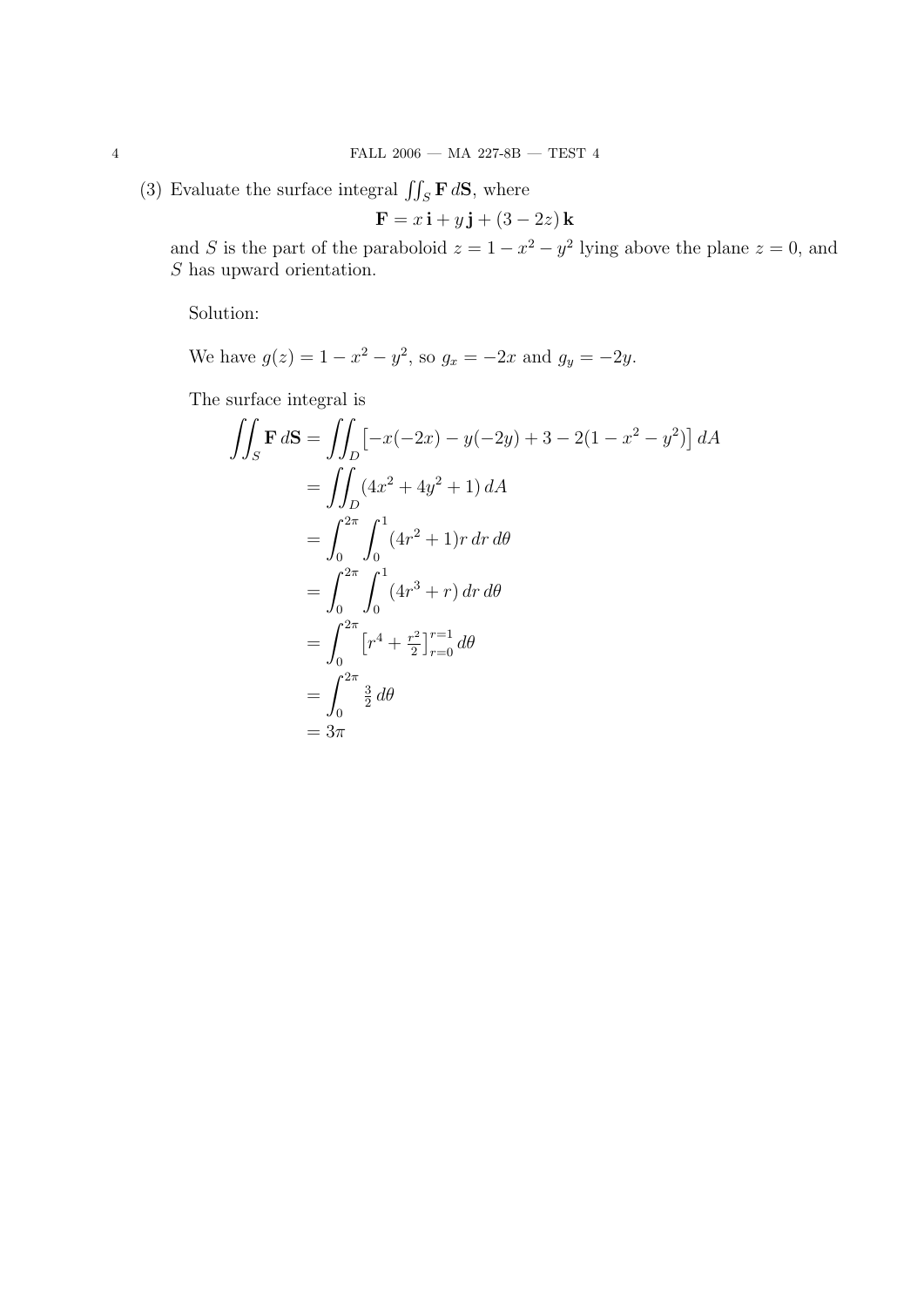(3) Evaluate the surface integral $\iint_S \mathbf{F}\, d\mathbf{S}$, where

$$\mathbf{F} = x\,\mathbf{i} + y\,\mathbf{j} + (3 - 2z)\,\mathbf{k}$$

and $S$ is the part of the paraboloid $z = 1 - x^2 - y^2$ lying above the plane $z = 0$, and $S$ has upward orientation.

Solution:

We have $g(z) = 1 - x^2 - y^2$, so $g_x = -2x$ and $g_y = -2y$.

The surface integral is

$$\begin{aligned}
\iint_S \mathbf{F}\, d\mathbf{S} &= \iint_D \left[-x(-2x) - y(-2y) + 3 - 2(1 - x^2 - y^2)\right] dA \\
&= \iint_D (4x^2 + 4y^2 + 1)\, dA \\
&= \int_0^{2\pi} \int_0^1 (4r^2 + 1) r\, dr\, d\theta \\
&= \int_0^{2\pi} \int_0^1 (4r^3 + r)\, dr\, d\theta \\
&= \int_0^{2\pi} \left[r^4 + \tfrac{r^2}{2}\right]_{r=0}^{r=1} d\theta \\
&= \int_0^{2\pi} \tfrac{3}{2}\, d\theta \\
&= 3\pi
\end{aligned}$$